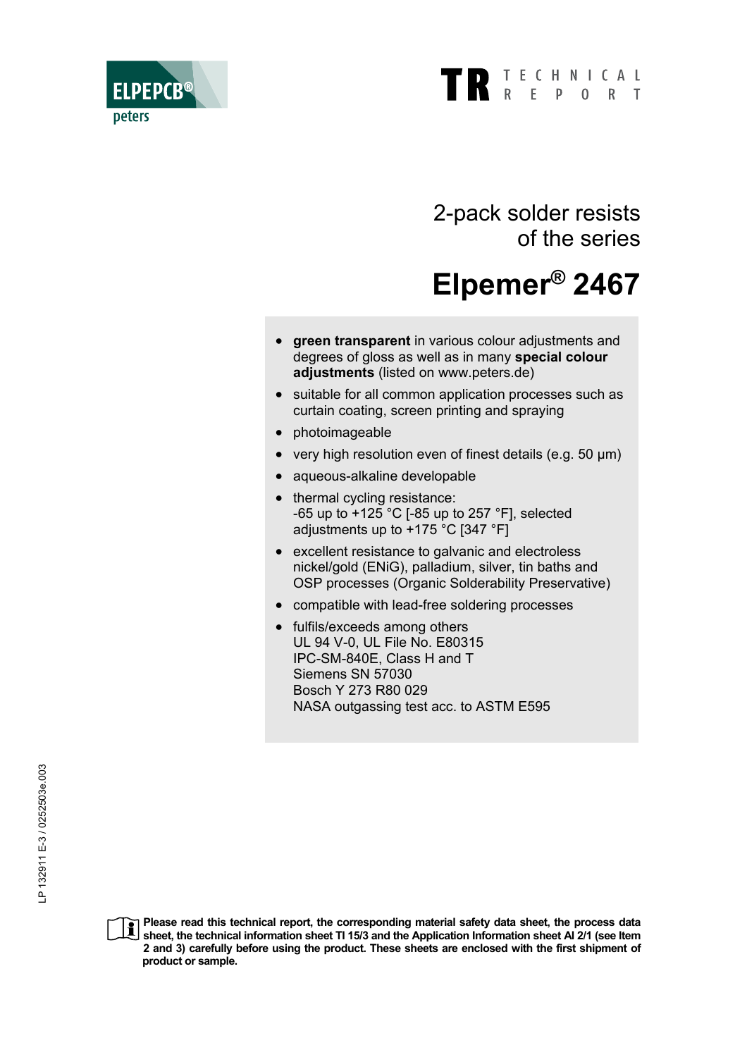ELPEPCB®

peters

TR TECHNICAL REPORT

# 2-pack solder resists of the series

# Elpemer® 2467

- **green transparent** in various colour adjustments and degrees of gloss as well as in many **special colour adjustments** (listed on www.peters.de)
- suitable for all common application processes such as curtain coating, screen printing and spraying
- photoimageable
- very high resolution even of finest details (e.g. 50 µm)
- aqueous-alkaline developable
- thermal cycling resistance:
  -65 up to +125 °C [-85 up to 257 °F], selected adjustments up to +175 °C [347 °F]
- excellent resistance to galvanic and electroless nickel/gold (ENiG), palladium, silver, tin baths and OSP processes (Organic Solderability Preservative)
- compatible with lead-free soldering processes
- fulfils/exceeds among others
  UL 94 V-0, UL File No. E80315
  IPC-SM-840E, Class H and T
  Siemens SN 57030
  Bosch Y 273 R80 029
  NASA outgassing test acc. to ASTM E595

LP 132911 E-3 / 0252503e.003

**Please read this technical report, the corresponding material safety data sheet, the process data sheet, the technical information sheet TI 15/3 and the Application Information sheet AI 2/1 (see Item 2 and 3) carefully before using the product. These sheets are enclosed with the first shipment of product or sample.**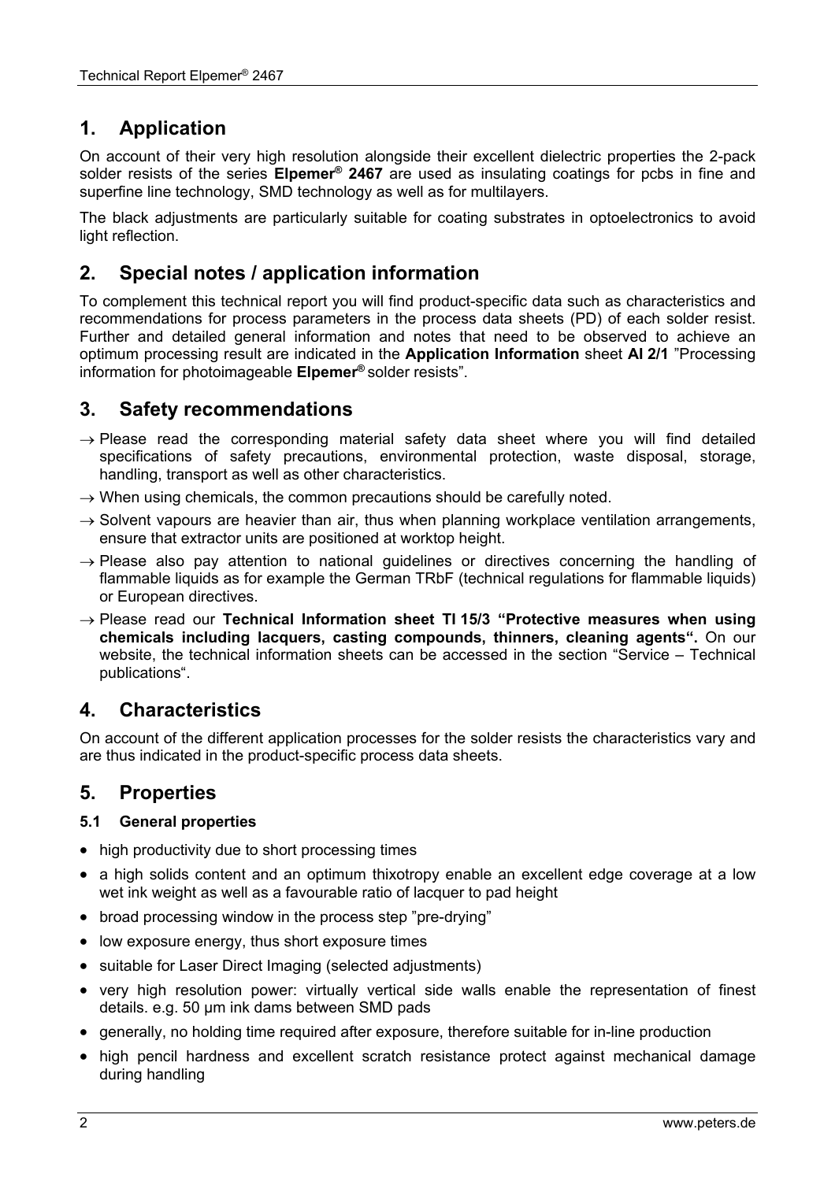## 1. Application

On account of their very high resolution alongside their excellent dielectric properties the 2-pack solder resists of the series **Elpemer® 2467** are used as insulating coatings for pcbs in fine and superfine line technology, SMD technology as well as for multilayers.

The black adjustments are particularly suitable for coating substrates in optoelectronics to avoid light reflection.

## 2. Special notes / application information

To complement this technical report you will find product-specific data such as characteristics and recommendations for process parameters in the process data sheets (PD) of each solder resist. Further and detailed general information and notes that need to be observed to achieve an optimum processing result are indicated in the **Application Information** sheet **AI 2/1** "Processing information for photoimageable **Elpemer®** solder resists".

## 3. Safety recommendations

→ Please read the corresponding material safety data sheet where you will find detailed specifications of safety precautions, environmental protection, waste disposal, storage, handling, transport as well as other characteristics.

→ When using chemicals, the common precautions should be carefully noted.

→ Solvent vapours are heavier than air, thus when planning workplace ventilation arrangements, ensure that extractor units are positioned at worktop height.

→ Please also pay attention to national guidelines or directives concerning the handling of flammable liquids as for example the German TRbF (technical regulations for flammable liquids) or European directives.

→ Please read our **Technical Information sheet TI 15/3 "Protective measures when using chemicals including lacquers, casting compounds, thinners, cleaning agents".** On our website, the technical information sheets can be accessed in the section "Service – Technical publications".

## 4. Characteristics

On account of the different application processes for the solder resists the characteristics vary and are thus indicated in the product-specific process data sheets.

## 5. Properties

### 5.1 General properties

- high productivity due to short processing times
- a high solids content and an optimum thixotropy enable an excellent edge coverage at a low wet ink weight as well as a favourable ratio of lacquer to pad height
- broad processing window in the process step "pre-drying"
- low exposure energy, thus short exposure times
- suitable for Laser Direct Imaging (selected adjustments)
- very high resolution power: virtually vertical side walls enable the representation of finest details. e.g. 50 µm ink dams between SMD pads
- generally, no holding time required after exposure, therefore suitable for in-line production
- high pencil hardness and excellent scratch resistance protect against mechanical damage during handling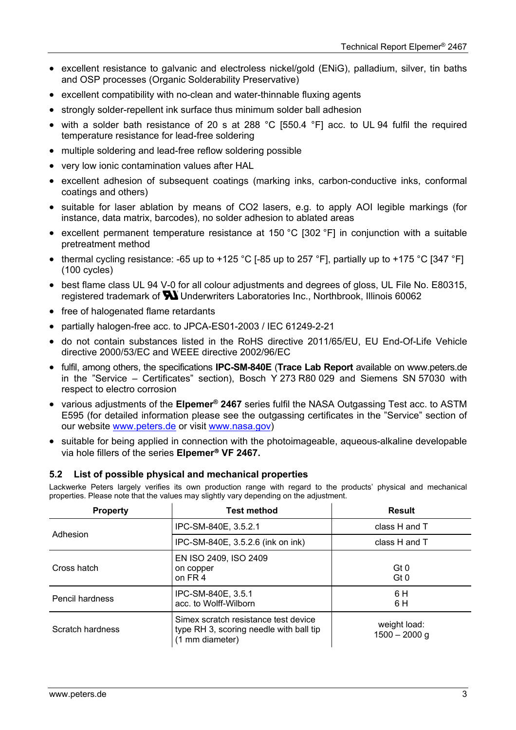- excellent resistance to galvanic and electroless nickel/gold (ENiG), palladium, silver, tin baths and OSP processes (Organic Solderability Preservative)
- excellent compatibility with no-clean and water-thinnable fluxing agents
- strongly solder-repellent ink surface thus minimum solder ball adhesion
- with a solder bath resistance of 20 s at 288 °C [550.4 °F] acc. to UL 94 fulfil the required temperature resistance for lead-free soldering
- multiple soldering and lead-free reflow soldering possible
- very low ionic contamination values after HAL
- excellent adhesion of subsequent coatings (marking inks, carbon-conductive inks, conformal coatings and others)
- suitable for laser ablation by means of CO2 lasers, e.g. to apply AOI legible markings (for instance, data matrix, barcodes), no solder adhesion to ablated areas
- excellent permanent temperature resistance at 150 °C [302 °F] in conjunction with a suitable pretreatment method
- thermal cycling resistance: -65 up to +125 °C [-85 up to 257 °F], partially up to +175 °C [347 °F] (100 cycles)
- best flame class UL 94 V-0 for all colour adjustments and degrees of gloss, UL File No. E80315, registered trademark of UL Underwriters Laboratories Inc., Northbrook, Illinois 60062
- free of halogenated flame retardants
- partially halogen-free acc. to JPCA-ES01-2003 / IEC 61249-2-21
- do not contain substances listed in the RoHS directive 2011/65/EU, EU End-Of-Life Vehicle directive 2000/53/EC and WEEE directive 2002/96/EC
- fulfil, among others, the specifications **IPC-SM-840E** (**Trace Lab Report** available on www.peters.de in the "Service – Certificates" section), Bosch Y 273 R80 029 and Siemens SN 57030 with respect to electro corrosion
- various adjustments of the **Elpemer® 2467** series fulfil the NASA Outgassing Test acc. to ASTM E595 (for detailed information please see the outgassing certificates in the "Service" section of our website www.peters.de or visit www.nasa.gov)
- suitable for being applied in connection with the photoimageable, aqueous-alkaline developable via hole fillers of the series **Elpemer® VF 2467.**

## 5.2 List of possible physical and mechanical properties

Lackwerke Peters largely verifies its own production range with regard to the products' physical and mechanical properties. Please note that the values may slightly vary depending on the adjustment.

| Property | Test method | Result |
|---|---|---|
| Adhesion | IPC-SM-840E, 3.5.2.1 | class H and T |
| | IPC-SM-840E, 3.5.2.6 (ink on ink) | class H and T |
| Cross hatch | EN ISO 2409, ISO 2409<br>on copper<br>on FR 4 | <br>Gt 0<br>Gt 0 |
| Pencil hardness | IPC-SM-840E, 3.5.1<br>acc. to Wolff-Wilborn | 6 H<br>6 H |
| Scratch hardness | Simex scratch resistance test device type RH 3, scoring needle with ball tip (1 mm diameter) | weight load:<br>1500 – 2000 g |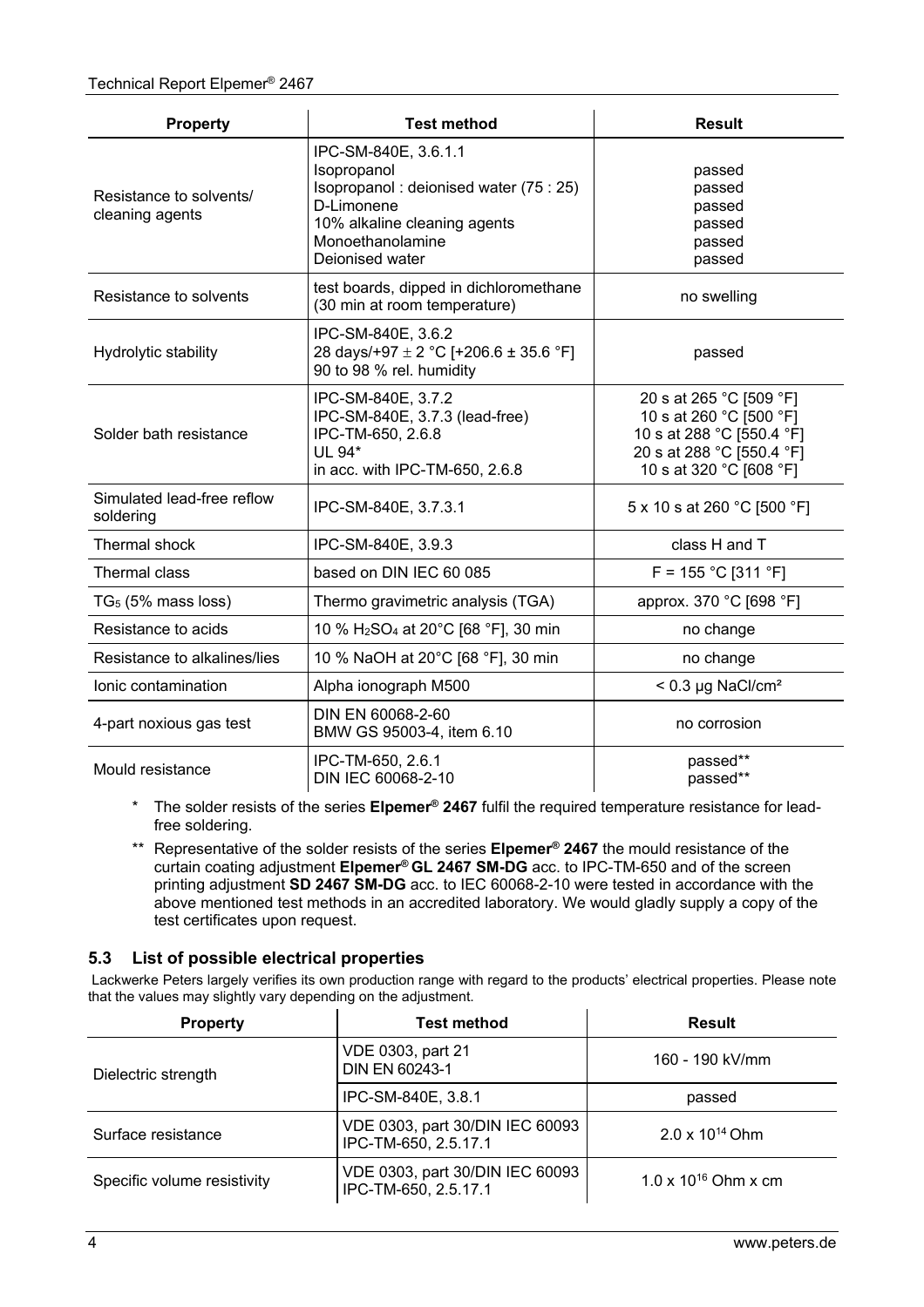| Property | Test method | Result |
|---|---|---|
| Resistance to solvents/ cleaning agents | IPC-SM-840E, 3.6.1.1<br>Isopropanol<br>Isopropanol : deionised water (75 : 25)<br>D-Limonene<br>10% alkaline cleaning agents<br>Monoethanolamine<br>Deionised water | <br>passed<br>passed<br>passed<br>passed<br>passed<br>passed |
| Resistance to solvents | test boards, dipped in dichloromethane (30 min at room temperature) | no swelling |
| Hydrolytic stability | IPC-SM-840E, 3.6.2<br>28 days/+97 ± 2 °C [+206.6 ± 35.6 °F]<br>90 to 98 % rel. humidity | passed |
| Solder bath resistance | IPC-SM-840E, 3.7.2<br>IPC-SM-840E, 3.7.3 (lead-free)<br>IPC-TM-650, 2.6.8<br>UL 94*<br>in acc. with IPC-TM-650, 2.6.8 | 20 s at 265 °C [509 °F]<br>10 s at 260 °C [500 °F]<br>10 s at 288 °C [550.4 °F]<br>20 s at 288 °C [550.4 °F]<br>10 s at 320 °C [608 °F] |
| Simulated lead-free reflow soldering | IPC-SM-840E, 3.7.3.1 | 5 x 10 s at 260 °C [500 °F] |
| Thermal shock | IPC-SM-840E, 3.9.3 | class H and T |
| Thermal class | based on DIN IEC 60 085 | F = 155 °C [311 °F] |
| $TG_5$ (5% mass loss) | Thermo gravimetric analysis (TGA) | approx. 370 °C [698 °F] |
| Resistance to acids | 10 % $H_2SO_4$ at 20°C [68 °F], 30 min | no change |
| Resistance to alkalines/lies | 10 % NaOH at 20°C [68 °F], 30 min | no change |
| Ionic contamination | Alpha ionograph M500 | < 0.3 µg NaCl/cm² |
| 4-part noxious gas test | DIN EN 60068-2-60<br>BMW GS 95003-4, item 6.10 | no corrosion |
| Mould resistance | IPC-TM-650, 2.6.1<br>DIN IEC 60068-2-10 | passed**<br>passed** |

\* The solder resists of the series **Elpemer® 2467** fulfil the required temperature resistance for lead-free soldering.

\*\* Representative of the solder resists of the series **Elpemer® 2467** the mould resistance of the curtain coating adjustment **Elpemer® GL 2467 SM-DG** acc. to IPC-TM-650 and of the screen printing adjustment **SD 2467 SM-DG** acc. to IEC 60068-2-10 were tested in accordance with the above mentioned test methods in an accredited laboratory. We would gladly supply a copy of the test certificates upon request.

### 5.3 List of possible electrical properties

Lackwerke Peters largely verifies its own production range with regard to the products' electrical properties. Please note that the values may slightly vary depending on the adjustment.

| Property | Test method | Result |
|---|---|---|
| Dielectric strength | VDE 0303, part 21<br>DIN EN 60243-1 | 160 - 190 kV/mm |
| | IPC-SM-840E, 3.8.1 | passed |
| Surface resistance | VDE 0303, part 30/DIN IEC 60093<br>IPC-TM-650, 2.5.17.1 | $2.0 \times 10^{14}$ Ohm |
| Specific volume resistivity | VDE 0303, part 30/DIN IEC 60093<br>IPC-TM-650, 2.5.17.1 | $1.0 \times 10^{16}$ Ohm x cm |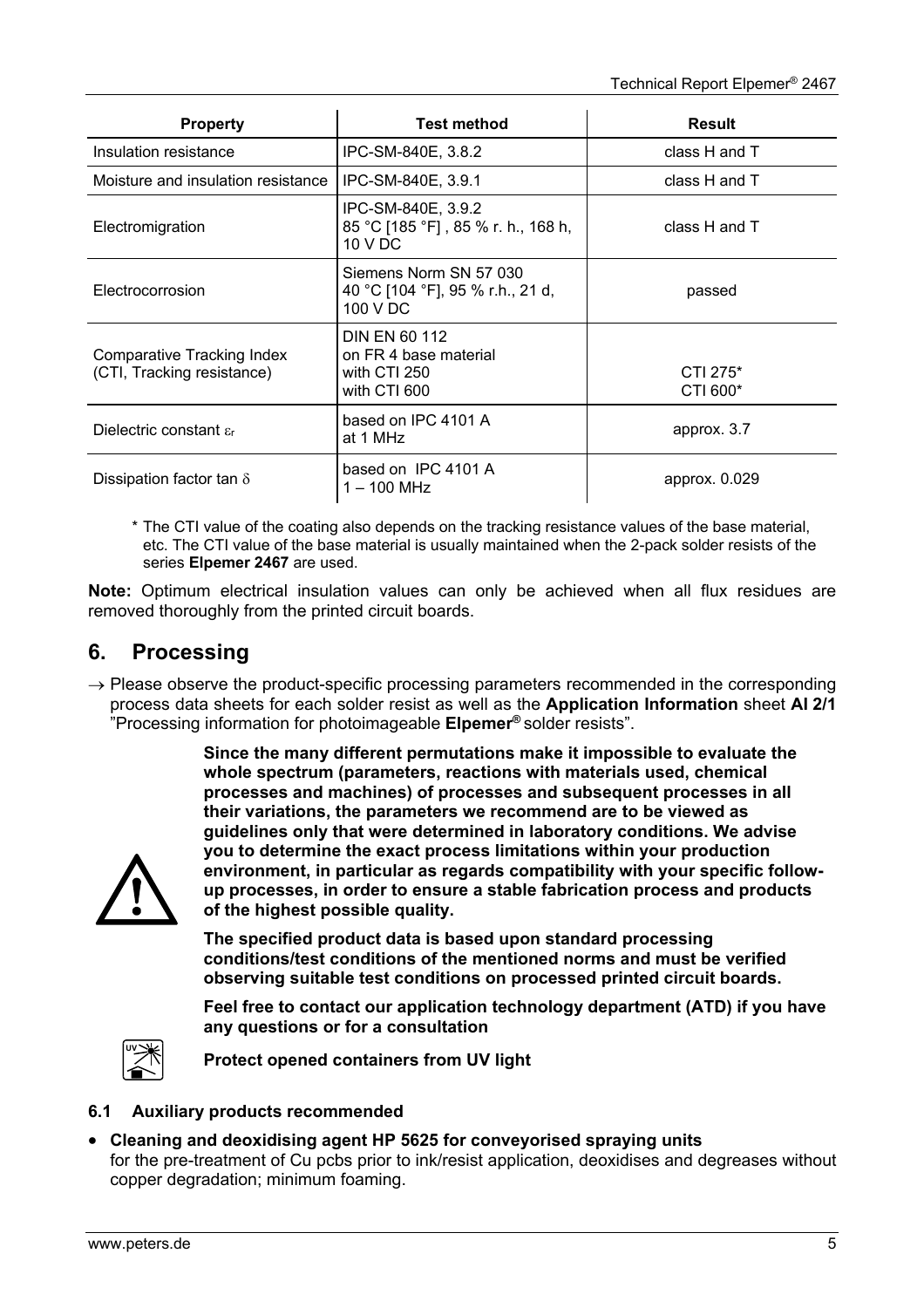| Property | Test method | Result |
|---|---|---|
| Insulation resistance | IPC-SM-840E, 3.8.2 | class H and T |
| Moisture and insulation resistance | IPC-SM-840E, 3.9.1 | class H and T |
| Electromigration | IPC-SM-840E, 3.9.2<br>85 °C [185 °F] , 85 % r. h., 168 h, 10 V DC | class H and T |
| Electrocorrosion | Siemens Norm SN 57 030<br>40 °C [104 °F], 95 % r.h., 21 d, 100 V DC | passed |
| Comparative Tracking Index (CTI, Tracking resistance) | DIN EN 60 112<br>on FR 4 base material<br>with CTI 250<br>with CTI 600 | <br><br>CTI 275*<br>CTI 600* |
| Dielectric constant $\varepsilon_r$ | based on IPC 4101 A<br>at 1 MHz | approx. 3.7 |
| Dissipation factor tan $\delta$ | based on IPC 4101 A<br>1 – 100 MHz | approx. 0.029 |

\* The CTI value of the coating also depends on the tracking resistance values of the base material, etc. The CTI value of the base material is usually maintained when the 2-pack solder resists of the series **Elpemer 2467** are used.

**Note:** Optimum electrical insulation values can only be achieved when all flux residues are removed thoroughly from the printed circuit boards.

## 6. Processing

→ Please observe the product-specific processing parameters recommended in the corresponding process data sheets for each solder resist as well as the **Application Information** sheet **AI 2/1** "Processing information for photoimageable **Elpemer®** solder resists".

**Since the many different permutations make it impossible to evaluate the whole spectrum (parameters, reactions with materials used, chemical processes and machines) of processes and subsequent processes in all their variations, the parameters we recommend are to be viewed as guidelines only that were determined in laboratory conditions. We advise you to determine the exact process limitations within your production environment, in particular as regards compatibility with your specific follow-up processes, in order to ensure a stable fabrication process and products of the highest possible quality.**

**The specified product data is based upon standard processing conditions/test conditions of the mentioned norms and must be verified observing suitable test conditions on processed printed circuit boards.**

**Feel free to contact our application technology department (ATD) if you have any questions or for a consultation**

**Protect opened containers from UV light**

### 6.1 Auxiliary products recommended

- **Cleaning and deoxidising agent HP 5625 for conveyorised spraying units**
  for the pre-treatment of Cu pcbs prior to ink/resist application, deoxidises and degreases without copper degradation; minimum foaming.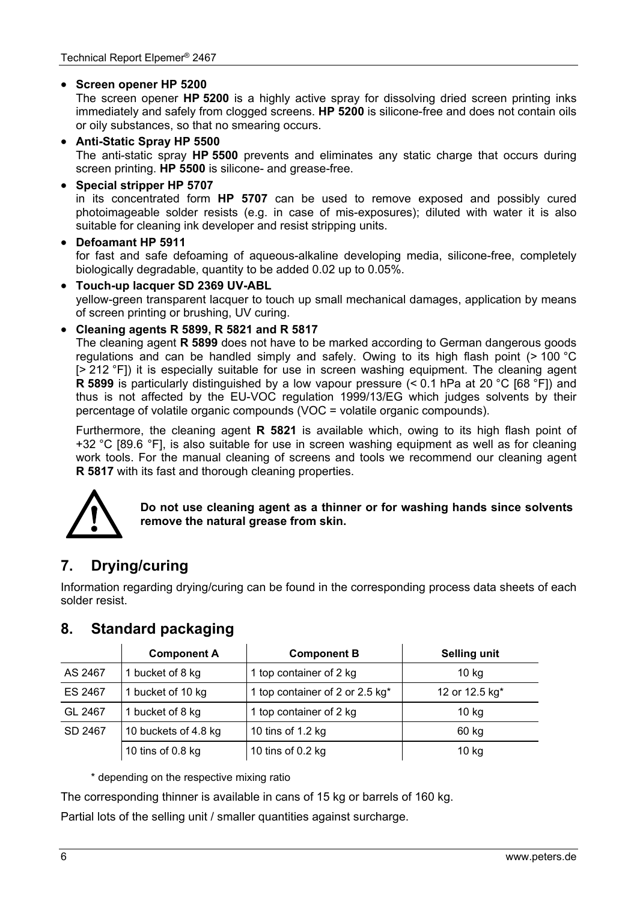- **Screen opener HP 5200**
  The screen opener **HP 5200** is a highly active spray for dissolving dried screen printing inks immediately and safely from clogged screens. **HP 5200** is silicone-free and does not contain oils or oily substances, so that no smearing occurs.
- **Anti-Static Spray HP 5500**
  The anti-static spray **HP 5500** prevents and eliminates any static charge that occurs during screen printing. **HP 5500** is silicone- and grease-free.
- **Special stripper HP 5707**
  in its concentrated form **HP 5707** can be used to remove exposed and possibly cured photoimageable solder resists (e.g. in case of mis-exposures); diluted with water it is also suitable for cleaning ink developer and resist stripping units.
- **Defoamant HP 5911**
  for fast and safe defoaming of aqueous-alkaline developing media, silicone-free, completely biologically degradable, quantity to be added 0.02 up to 0.05%.
- **Touch-up lacquer SD 2369 UV-ABL**
  yellow-green transparent lacquer to touch up small mechanical damages, application by means of screen printing or brushing, UV curing.
- **Cleaning agents R 5899, R 5821 and R 5817**
  The cleaning agent **R 5899** does not have to be marked according to German dangerous goods regulations and can be handled simply and safely. Owing to its high flash point (> 100 °C [> 212 °F]) it is especially suitable for use in screen washing equipment. The cleaning agent **R 5899** is particularly distinguished by a low vapour pressure (< 0.1 hPa at 20 °C [68 °F]) and thus is not affected by the EU-VOC regulation 1999/13/EG which judges solvents by their percentage of volatile organic compounds (VOC = volatile organic compounds).

  Furthermore, the cleaning agent **R 5821** is available which, owing to its high flash point of +32 °C [89.6 °F], is also suitable for use in screen washing equipment as well as for cleaning work tools. For the manual cleaning of screens and tools we recommend our cleaning agent **R 5817** with its fast and thorough cleaning properties.

**Do not use cleaning agent as a thinner or for washing hands since solvents remove the natural grease from skin.**

## 7. Drying/curing

Information regarding drying/curing can be found in the corresponding process data sheets of each solder resist.

## 8. Standard packaging

| | Component A | Component B | Selling unit |
|---|---|---|---|
| AS 2467 | 1 bucket of 8 kg | 1 top container of 2 kg | 10 kg |
| ES 2467 | 1 bucket of 10 kg | 1 top container of 2 or 2.5 kg* | 12 or 12.5 kg* |
| GL 2467 | 1 bucket of 8 kg | 1 top container of 2 kg | 10 kg |
| SD 2467 | 10 buckets of 4.8 kg | 10 tins of 1.2 kg | 60 kg |
| | 10 tins of 0.8 kg | 10 tins of 0.2 kg | 10 kg |

\* depending on the respective mixing ratio

The corresponding thinner is available in cans of 15 kg or barrels of 160 kg.

Partial lots of the selling unit / smaller quantities against surcharge.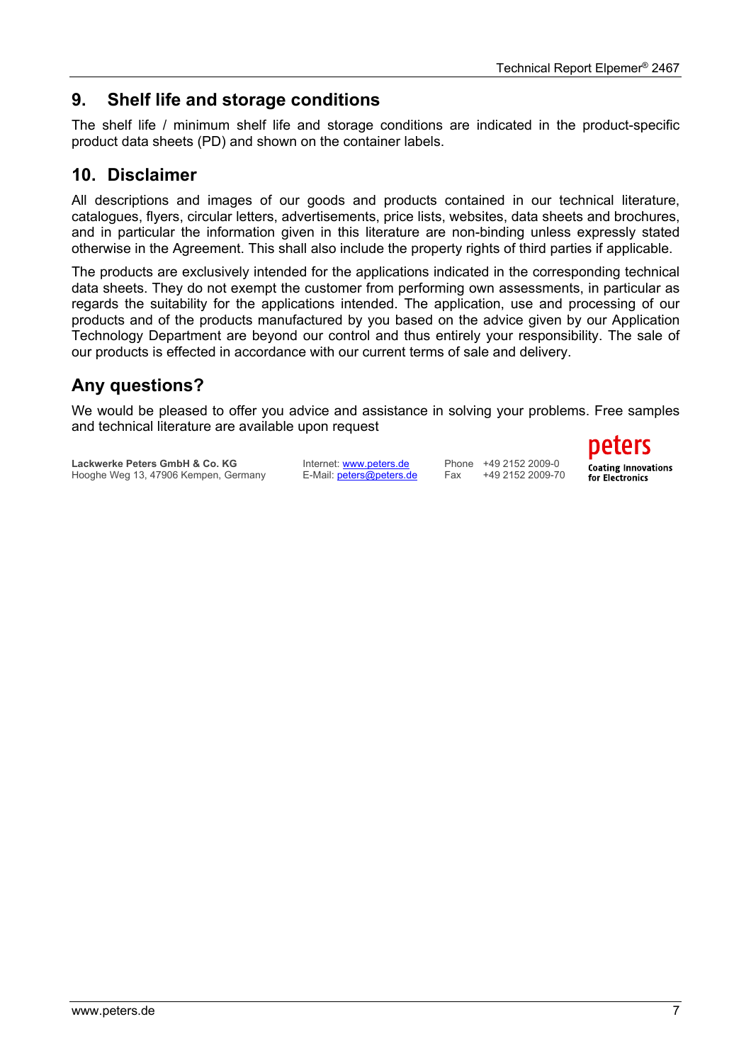## 9. Shelf life and storage conditions

The shelf life / minimum shelf life and storage conditions are indicated in the product-specific product data sheets (PD) and shown on the container labels.

## 10. Disclaimer

All descriptions and images of our goods and products contained in our technical literature, catalogues, flyers, circular letters, advertisements, price lists, websites, data sheets and brochures, and in particular the information given in this literature are non-binding unless expressly stated otherwise in the Agreement. This shall also include the property rights of third parties if applicable.

The products are exclusively intended for the applications indicated in the corresponding technical data sheets. They do not exempt the customer from performing own assessments, in particular as regards the suitability for the applications intended. The application, use and processing of our products and of the products manufactured by you based on the advice given by our Application Technology Department are beyond our control and thus entirely your responsibility. The sale of our products is effected in accordance with our current terms of sale and delivery.

## Any questions?

We would be pleased to offer you advice and assistance in solving your problems. Free samples and technical literature are available upon request

**Lackwerke Peters GmbH & Co. KG**
Hooghe Weg 13, 47906 Kempen, Germany

Internet: www.peters.de
E-Mail: peters@peters.de

Phone +49 2152 2009-0
Fax +49 2152 2009-70

peters
Coating Innovations for Electronics